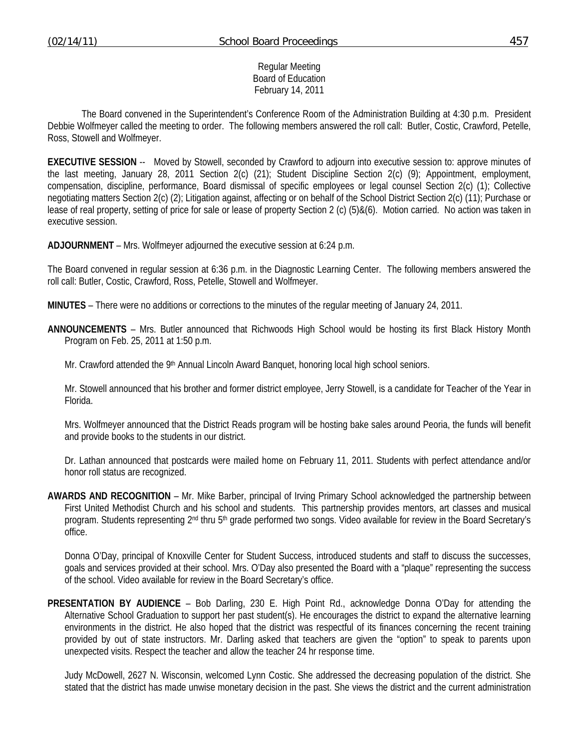Regular Meeting
Board of Education
February 14, 2011

The Board convened in the Superintendent's Conference Room of the Administration Building at 4:30 p.m. President Debbie Wolfmeyer called the meeting to order. The following members answered the roll call: Butler, Costic, Crawford, Petelle, Ross, Stowell and Wolfmeyer.

**EXECUTIVE SESSION** -- Moved by Stowell, seconded by Crawford to adjourn into executive session to: approve minutes of the last meeting, January 28, 2011 Section 2(c) (21); Student Discipline Section 2(c) (9); Appointment, employment, compensation, discipline, performance, Board dismissal of specific employees or legal counsel Section 2(c) (1); Collective negotiating matters Section 2(c) (2); Litigation against, affecting or on behalf of the School District Section 2(c) (11); Purchase or lease of real property, setting of price for sale or lease of property Section 2 (c) (5)&(6). Motion carried. No action was taken in executive session.

**ADJOURNMENT** – Mrs. Wolfmeyer adjourned the executive session at 6:24 p.m.

The Board convened in regular session at 6:36 p.m. in the Diagnostic Learning Center. The following members answered the roll call: Butler, Costic, Crawford, Ross, Petelle, Stowell and Wolfmeyer.

**MINUTES** – There were no additions or corrections to the minutes of the regular meeting of January 24, 2011.

**ANNOUNCEMENTS** – Mrs. Butler announced that Richwoods High School would be hosting its first Black History Month Program on Feb. 25, 2011 at 1:50 p.m.

Mr. Crawford attended the 9th Annual Lincoln Award Banquet, honoring local high school seniors.

Mr. Stowell announced that his brother and former district employee, Jerry Stowell, is a candidate for Teacher of the Year in Florida.

Mrs. Wolfmeyer announced that the District Reads program will be hosting bake sales around Peoria, the funds will benefit and provide books to the students in our district.

Dr. Lathan announced that postcards were mailed home on February 11, 2011. Students with perfect attendance and/or honor roll status are recognized.

**AWARDS AND RECOGNITION** – Mr. Mike Barber, principal of Irving Primary School acknowledged the partnership between First United Methodist Church and his school and students. This partnership provides mentors, art classes and musical program. Students representing 2nd thru 5th grade performed two songs. Video available for review in the Board Secretary's office.

Donna O'Day, principal of Knoxville Center for Student Success, introduced students and staff to discuss the successes, goals and services provided at their school. Mrs. O'Day also presented the Board with a "plaque" representing the success of the school. Video available for review in the Board Secretary's office.

**PRESENTATION BY AUDIENCE** – Bob Darling, 230 E. High Point Rd., acknowledge Donna O'Day for attending the Alternative School Graduation to support her past student(s). He encourages the district to expand the alternative learning environments in the district. He also hoped that the district was respectful of its finances concerning the recent training provided by out of state instructors. Mr. Darling asked that teachers are given the "option" to speak to parents upon unexpected visits. Respect the teacher and allow the teacher 24 hr response time.

Judy McDowell, 2627 N. Wisconsin, welcomed Lynn Costic. She addressed the decreasing population of the district. She stated that the district has made unwise monetary decision in the past. She views the district and the current administration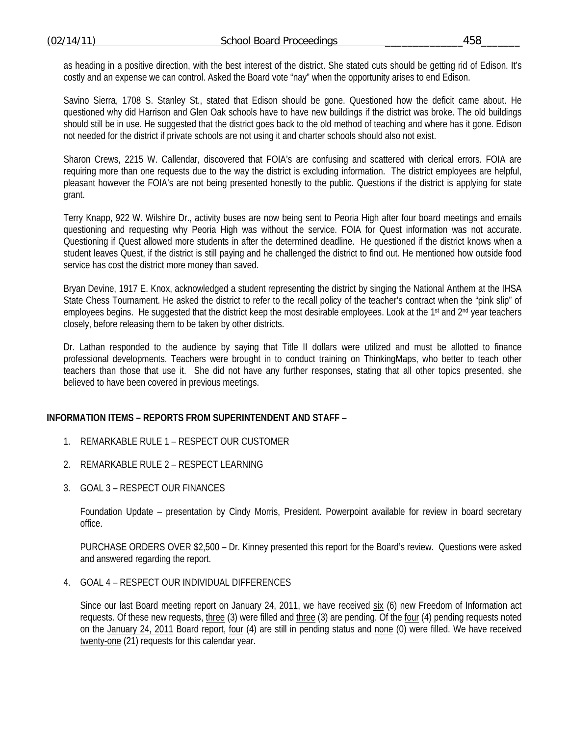as heading in a positive direction, with the best interest of the district. She stated cuts should be getting rid of Edison. It's costly and an expense we can control. Asked the Board vote "nay" when the opportunity arises to end Edison.

Savino Sierra, 1708 S. Stanley St., stated that Edison should be gone. Questioned how the deficit came about. He questioned why did Harrison and Glen Oak schools have to have new buildings if the district was broke. The old buildings should still be in use. He suggested that the district goes back to the old method of teaching and where has it gone. Edison not needed for the district if private schools are not using it and charter schools should also not exist.

Sharon Crews, 2215 W. Callendar, discovered that FOIA's are confusing and scattered with clerical errors. FOIA are requiring more than one requests due to the way the district is excluding information. The district employees are helpful, pleasant however the FOIA's are not being presented honestly to the public. Questions if the district is applying for state grant.

Terry Knapp, 922 W. Wilshire Dr., activity buses are now being sent to Peoria High after four board meetings and emails questioning and requesting why Peoria High was without the service. FOIA for Quest information was not accurate. Questioning if Quest allowed more students in after the determined deadline. He questioned if the district knows when a student leaves Quest, if the district is still paying and he challenged the district to find out. He mentioned how outside food service has cost the district more money than saved.

Bryan Devine, 1917 E. Knox, acknowledged a student representing the district by singing the National Anthem at the IHSA State Chess Tournament. He asked the district to refer to the recall policy of the teacher's contract when the "pink slip" of employees begins. He suggested that the district keep the most desirable employees. Look at the 1st and 2nd year teachers closely, before releasing them to be taken by other districts.

Dr. Lathan responded to the audience by saying that Title II dollars were utilized and must be allotted to finance professional developments. Teachers were brought in to conduct training on ThinkingMaps, who better to teach other teachers than those that use it. She did not have any further responses, stating that all other topics presented, she believed to have been covered in previous meetings.

**INFORMATION ITEMS – REPORTS FROM SUPERINTENDENT AND STAFF** –

1. REMARKABLE RULE 1 – RESPECT OUR CUSTOMER

2. REMARKABLE RULE 2 – RESPECT LEARNING

3. GOAL 3 – RESPECT OUR FINANCES

   Foundation Update – presentation by Cindy Morris, President. Powerpoint available for review in board secretary office.

   PURCHASE ORDERS OVER $2,500 – Dr. Kinney presented this report for the Board's review. Questions were asked and answered regarding the report.

4. GOAL 4 – RESPECT OUR INDIVIDUAL DIFFERENCES

   Since our last Board meeting report on January 24, 2011, we have received six (6) new Freedom of Information act requests. Of these new requests, three (3) were filled and three (3) are pending. Of the four (4) pending requests noted on the January 24, 2011 Board report, four (4) are still in pending status and none (0) were filled. We have received twenty-one (21) requests for this calendar year.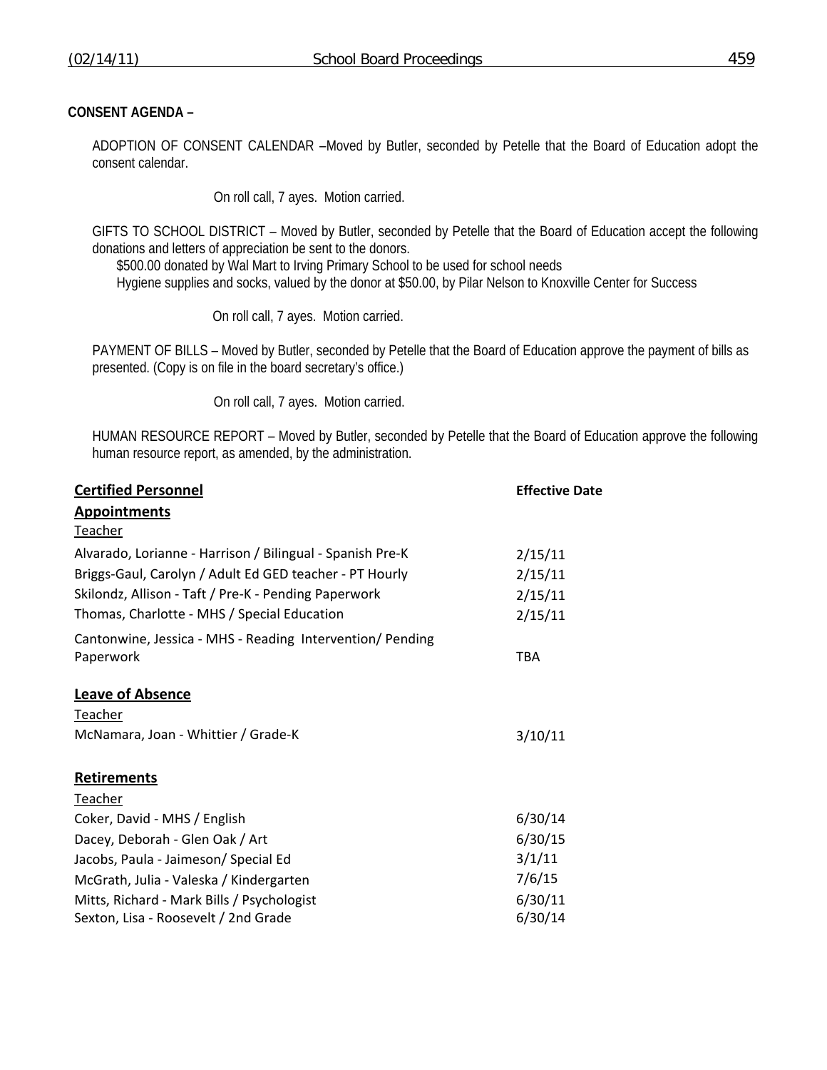**CONSENT AGENDA –**

ADOPTION OF CONSENT CALENDAR –Moved by Butler, seconded by Petelle that the Board of Education adopt the consent calendar.

On roll call, 7 ayes. Motion carried.

GIFTS TO SCHOOL DISTRICT – Moved by Butler, seconded by Petelle that the Board of Education accept the following donations and letters of appreciation be sent to the donors.

$500.00 donated by Wal Mart to Irving Primary School to be used for school needs
Hygiene supplies and socks, valued by the donor at $50.00, by Pilar Nelson to Knoxville Center for Success

On roll call, 7 ayes. Motion carried.

PAYMENT OF BILLS – Moved by Butler, seconded by Petelle that the Board of Education approve the payment of bills as presented. (Copy is on file in the board secretary's office.)

On roll call, 7 ayes. Motion carried.

HUMAN RESOURCE REPORT – Moved by Butler, seconded by Petelle that the Board of Education approve the following human resource report, as amended, by the administration.

| **Certified Personnel** | **Effective Date** |
|---|---|
| **Appointments** | |
| Teacher | |
| Alvarado, Lorianne - Harrison / Bilingual - Spanish Pre-K | 2/15/11 |
| Briggs-Gaul, Carolyn / Adult Ed GED teacher - PT Hourly | 2/15/11 |
| Skilondz, Allison - Taft / Pre-K - Pending Paperwork | 2/15/11 |
| Thomas, Charlotte - MHS / Special Education | 2/15/11 |
| Cantonwine, Jessica - MHS - Reading Intervention/ Pending Paperwork | TBA |
| **Leave of Absence** | |
| Teacher | |
| McNamara, Joan - Whittier / Grade-K | 3/10/11 |
| **Retirements** | |
| Teacher | |
| Coker, David - MHS / English | 6/30/14 |
| Dacey, Deborah - Glen Oak / Art | 6/30/15 |
| Jacobs, Paula - Jaimeson/ Special Ed | 3/1/11 |
| McGrath, Julia - Valeska / Kindergarten | 7/6/15 |
| Mitts, Richard - Mark Bills / Psychologist | 6/30/11 |
| Sexton, Lisa - Roosevelt / 2nd Grade | 6/30/14 |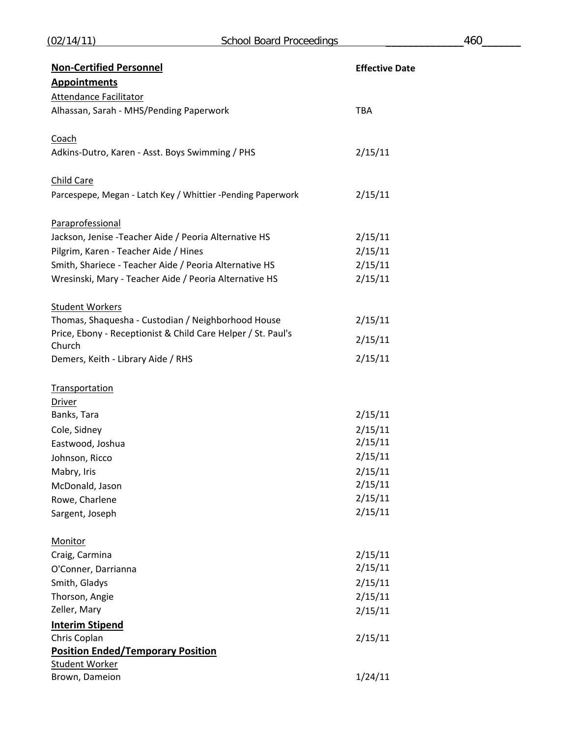| **Non-Certified Personnel** | **Effective Date** |
|---|---|
| **Appointments** | |
| Attendance Facilitator | |
| Alhassan, Sarah - MHS/Pending Paperwork | TBA |
| | |
| Coach | |
| Adkins-Dutro, Karen - Asst. Boys Swimming / PHS | 2/15/11 |
| | |
| Child Care | |
| Parcespepe, Megan - Latch Key / Whittier -Pending Paperwork | 2/15/11 |
| | |
| Paraprofessional | |
| Jackson, Jenise -Teacher Aide / Peoria Alternative HS | 2/15/11 |
| Pilgrim, Karen - Teacher Aide / Hines | 2/15/11 |
| Smith, Shariece - Teacher Aide / Peoria Alternative HS | 2/15/11 |
| Wresinski, Mary - Teacher Aide / Peoria Alternative HS | 2/15/11 |
| | |
| Student Workers | |
| Thomas, Shaquesha - Custodian / Neighborhood House | 2/15/11 |
| Price, Ebony - Receptionist & Child Care Helper / St. Paul's Church | 2/15/11 |
| Demers, Keith - Library Aide / RHS | 2/15/11 |
| | |
| Transportation | |
| Driver | |
| Banks, Tara | 2/15/11 |
| Cole, Sidney | 2/15/11 |
| Eastwood, Joshua | 2/15/11 |
| Johnson, Ricco | 2/15/11 |
| Mabry, Iris | 2/15/11 |
| McDonald, Jason | 2/15/11 |
| Rowe, Charlene | 2/15/11 |
| Sargent, Joseph | 2/15/11 |
| | |
| Monitor | |
| Craig, Carmina | 2/15/11 |
| O'Conner, Darrianna | 2/15/11 |
| Smith, Gladys | 2/15/11 |
| Thorson, Angie | 2/15/11 |
| Zeller, Mary | 2/15/11 |
| **Interim Stipend** | |
| Chris Coplan | 2/15/11 |
| **Position Ended/Temporary Position** | |
| Student Worker | |
| Brown, Dameion | 1/24/11 |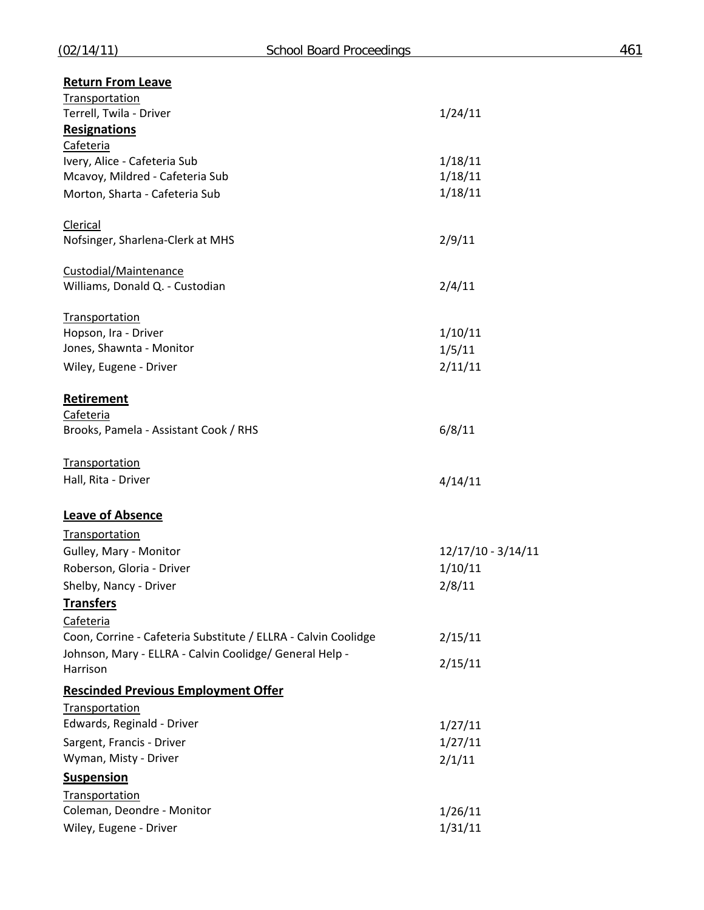**Return From Leave**

Transportation

| | |
|---|---|
| Terrell, Twila - Driver | 1/24/11 |

**Resignations**

Cafeteria

| | |
|---|---|
| Ivery, Alice - Cafeteria Sub | 1/18/11 |
| Mcavoy, Mildred - Cafeteria Sub | 1/18/11 |
| Morton, Sharta - Cafeteria Sub | 1/18/11 |

Clerical

| | |
|---|---|
| Nofsinger, Sharlena-Clerk at MHS | 2/9/11 |

Custodial/Maintenance

| | |
|---|---|
| Williams, Donald Q. - Custodian | 2/4/11 |

Transportation

| | |
|---|---|
| Hopson, Ira - Driver | 1/10/11 |
| Jones, Shawnta - Monitor | 1/5/11 |
| Wiley, Eugene - Driver | 2/11/11 |

**Retirement**

Cafeteria

| | |
|---|---|
| Brooks, Pamela - Assistant Cook / RHS | 6/8/11 |

Transportation

| | |
|---|---|
| Hall, Rita - Driver | 4/14/11 |

**Leave of Absence**

Transportation

| | |
|---|---|
| Gulley, Mary - Monitor | 12/17/10 - 3/14/11 |
| Roberson, Gloria - Driver | 1/10/11 |
| Shelby, Nancy - Driver | 2/8/11 |

**Transfers**

Cafeteria

| | |
|---|---|
| Coon, Corrine - Cafeteria Substitute / ELLRA - Calvin Coolidge | 2/15/11 |
| Johnson, Mary - ELLRA - Calvin Coolidge/ General Help - Harrison | 2/15/11 |

**Rescinded Previous Employment Offer**

Transportation

| | |
|---|---|
| Edwards, Reginald - Driver | 1/27/11 |
| Sargent, Francis - Driver | 1/27/11 |
| Wyman, Misty - Driver | 2/1/11 |

**Suspension**

Transportation

| | |
|---|---|
| Coleman, Deondre - Monitor | 1/26/11 |
| Wiley, Eugene - Driver | 1/31/11 |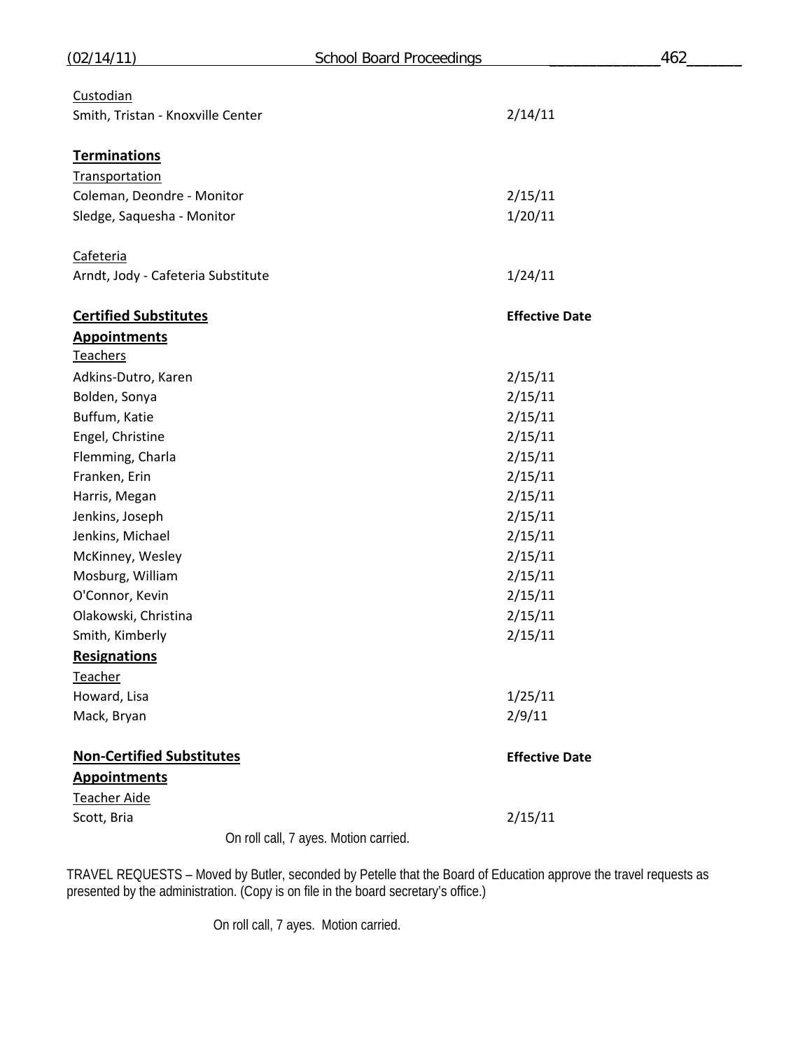Custodian

| | |
|---|---|
| Smith, Tristan - Knoxville Center | 2/14/11 |

**Terminations**

Transportation

| | |
|---|---|
| Coleman, Deondre - Monitor | 2/15/11 |
| Sledge, Saquesha - Monitor | 1/20/11 |

Cafeteria

| | |
|---|---|
| Arndt, Jody - Cafeteria Substitute | 1/24/11 |

| **Certified Substitutes** | **Effective Date** |
|---|---|
| **Appointments** | |
| Teachers | |
| Adkins-Dutro, Karen | 2/15/11 |
| Bolden, Sonya | 2/15/11 |
| Buffum, Katie | 2/15/11 |
| Engel, Christine | 2/15/11 |
| Flemming, Charla | 2/15/11 |
| Franken, Erin | 2/15/11 |
| Harris, Megan | 2/15/11 |
| Jenkins, Joseph | 2/15/11 |
| Jenkins, Michael | 2/15/11 |
| McKinney, Wesley | 2/15/11 |
| Mosburg, William | 2/15/11 |
| O'Connor, Kevin | 2/15/11 |
| Olakowski, Christina | 2/15/11 |
| Smith, Kimberly | 2/15/11 |
| **Resignations** | |
| Teacher | |
| Howard, Lisa | 1/25/11 |
| Mack, Bryan | 2/9/11 |

| **Non-Certified Substitutes** | **Effective Date** |
|---|---|
| **Appointments** | |
| Teacher Aide | |
| Scott, Bria | 2/15/11 |

On roll call, 7 ayes. Motion carried.

TRAVEL REQUESTS – Moved by Butler, seconded by Petelle that the Board of Education approve the travel requests as presented by the administration. (Copy is on file in the board secretary's office.)

On roll call, 7 ayes. Motion carried.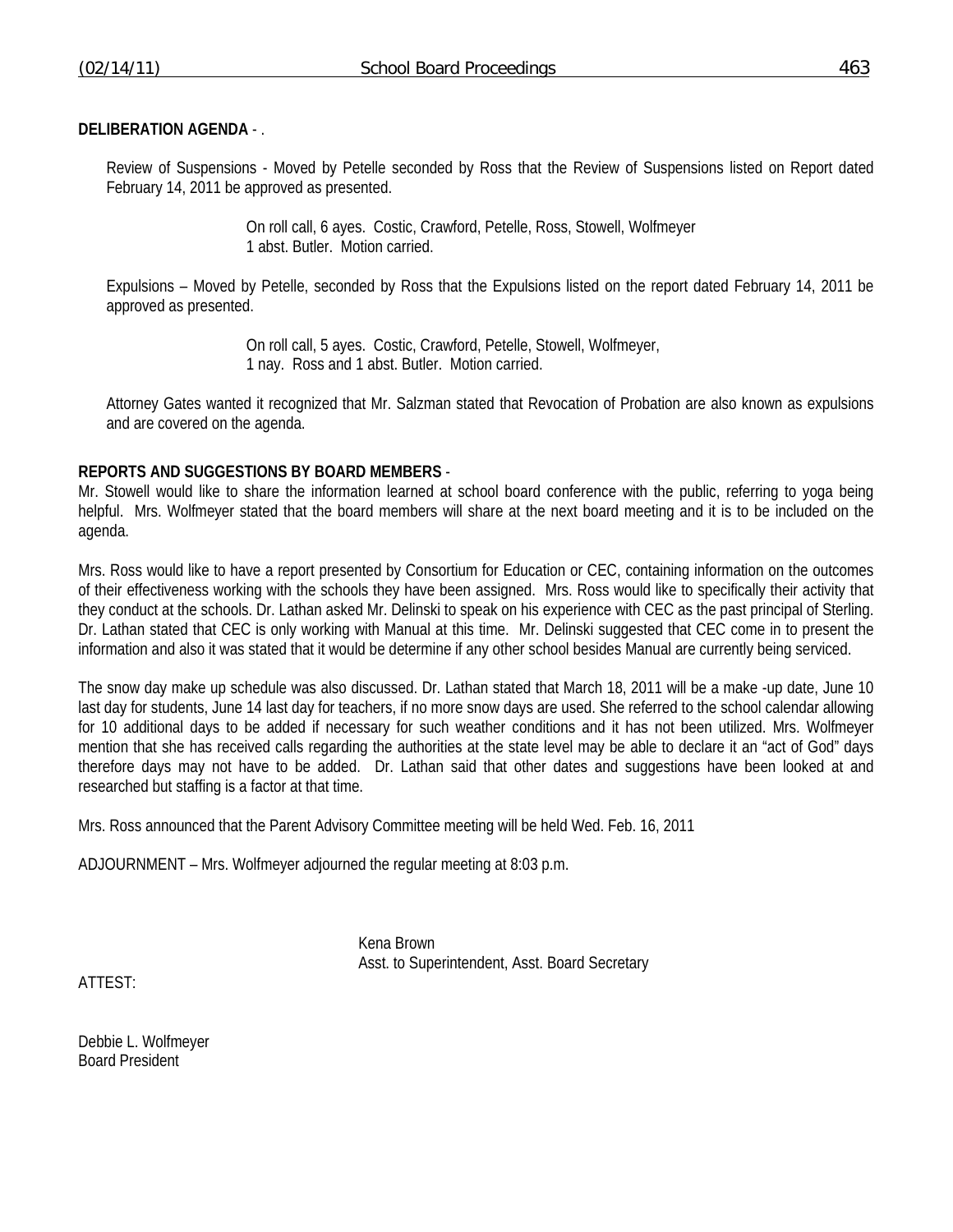**DELIBERATION AGENDA** - .

Review of Suspensions - Moved by Petelle seconded by Ross that the Review of Suspensions listed on Report dated February 14, 2011 be approved as presented.

> On roll call, 6 ayes. Costic, Crawford, Petelle, Ross, Stowell, Wolfmeyer
> 1 abst. Butler. Motion carried.

Expulsions – Moved by Petelle, seconded by Ross that the Expulsions listed on the report dated February 14, 2011 be approved as presented.

> On roll call, 5 ayes. Costic, Crawford, Petelle, Stowell, Wolfmeyer,
> 1 nay. Ross and 1 abst. Butler. Motion carried.

Attorney Gates wanted it recognized that Mr. Salzman stated that Revocation of Probation are also known as expulsions and are covered on the agenda.

**REPORTS AND SUGGESTIONS BY BOARD MEMBERS** -

Mr. Stowell would like to share the information learned at school board conference with the public, referring to yoga being helpful. Mrs. Wolfmeyer stated that the board members will share at the next board meeting and it is to be included on the agenda.

Mrs. Ross would like to have a report presented by Consortium for Education or CEC, containing information on the outcomes of their effectiveness working with the schools they have been assigned. Mrs. Ross would like to specifically their activity that they conduct at the schools. Dr. Lathan asked Mr. Delinski to speak on his experience with CEC as the past principal of Sterling. Dr. Lathan stated that CEC is only working with Manual at this time. Mr. Delinski suggested that CEC come in to present the information and also it was stated that it would be determine if any other school besides Manual are currently being serviced.

The snow day make up schedule was also discussed. Dr. Lathan stated that March 18, 2011 will be a make -up date, June 10 last day for students, June 14 last day for teachers, if no more snow days are used. She referred to the school calendar allowing for 10 additional days to be added if necessary for such weather conditions and it has not been utilized. Mrs. Wolfmeyer mention that she has received calls regarding the authorities at the state level may be able to declare it an "act of God" days therefore days may not have to be added. Dr. Lathan said that other dates and suggestions have been looked at and researched but staffing is a factor at that time.

Mrs. Ross announced that the Parent Advisory Committee meeting will be held Wed. Feb. 16, 2011

ADJOURNMENT – Mrs. Wolfmeyer adjourned the regular meeting at 8:03 p.m.

Kena Brown
Asst. to Superintendent, Asst. Board Secretary

ATTEST:

Debbie L. Wolfmeyer
Board President